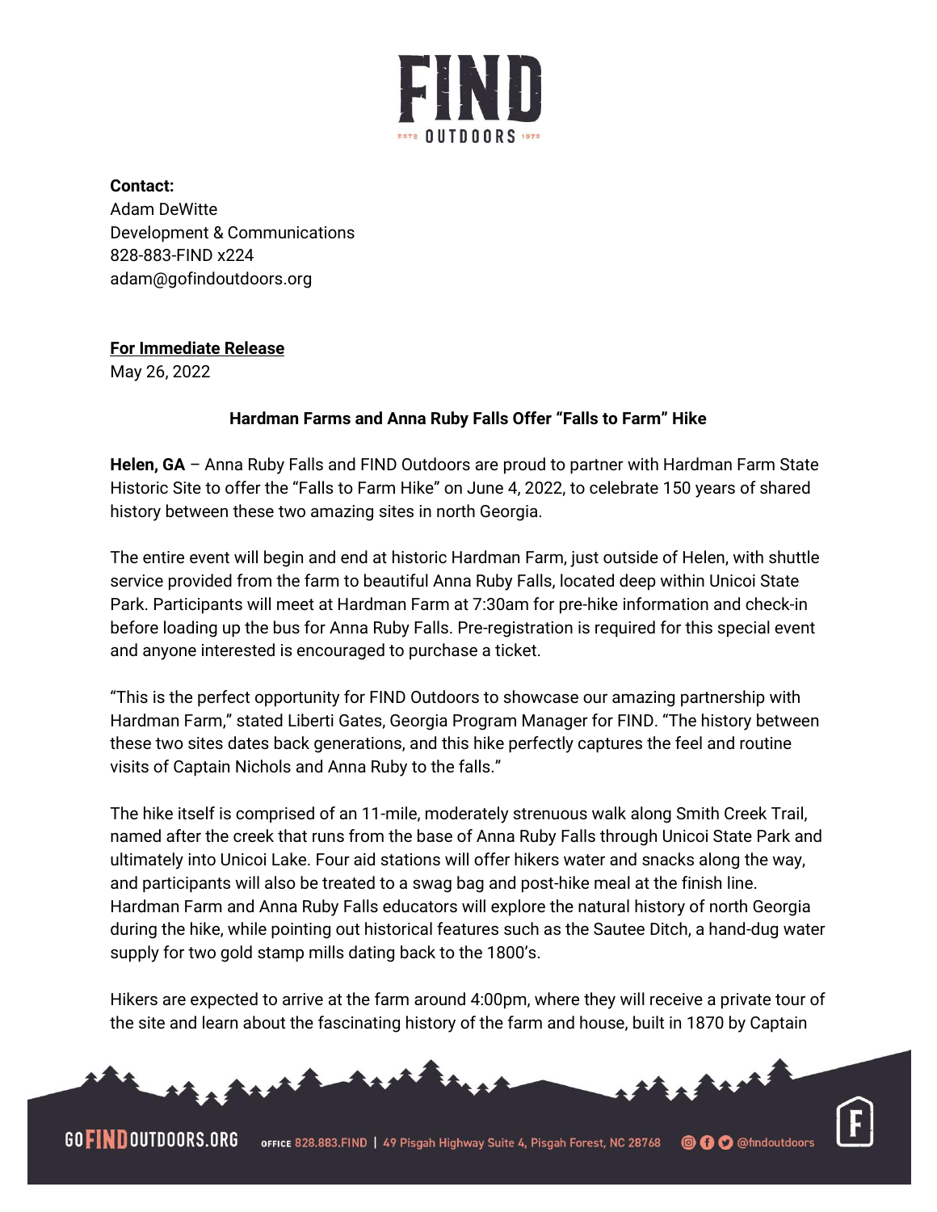**Contact:**
Adam DeWitte
Development & Communications
828-883-FIND x224
adam@gofindoutdoors.org

**For Immediate Release**
May 26, 2022

**Hardman Farms and Anna Ruby Falls Offer "Falls to Farm" Hike**

**Helen, GA** – Anna Ruby Falls and FIND Outdoors are proud to partner with Hardman Farm State Historic Site to offer the "Falls to Farm Hike" on June 4, 2022, to celebrate 150 years of shared history between these two amazing sites in north Georgia.

The entire event will begin and end at historic Hardman Farm, just outside of Helen, with shuttle service provided from the farm to beautiful Anna Ruby Falls, located deep within Unicoi State Park. Participants will meet at Hardman Farm at 7:30am for pre-hike information and check-in before loading up the bus for Anna Ruby Falls. Pre-registration is required for this special event and anyone interested is encouraged to purchase a ticket.

"This is the perfect opportunity for FIND Outdoors to showcase our amazing partnership with Hardman Farm," stated Liberti Gates, Georgia Program Manager for FIND. "The history between these two sites dates back generations, and this hike perfectly captures the feel and routine visits of Captain Nichols and Anna Ruby to the falls."

The hike itself is comprised of an 11-mile, moderately strenuous walk along Smith Creek Trail, named after the creek that runs from the base of Anna Ruby Falls through Unicoi State Park and ultimately into Unicoi Lake. Four aid stations will offer hikers water and snacks along the way, and participants will also be treated to a swag bag and post-hike meal at the finish line. Hardman Farm and Anna Ruby Falls educators will explore the natural history of north Georgia during the hike, while pointing out historical features such as the Sautee Ditch, a hand-dug water supply for two gold stamp mills dating back to the 1800's.

Hikers are expected to arrive at the farm around 4:00pm, where they will receive a private tour of the site and learn about the fascinating history of the farm and house, built in 1870 by Captain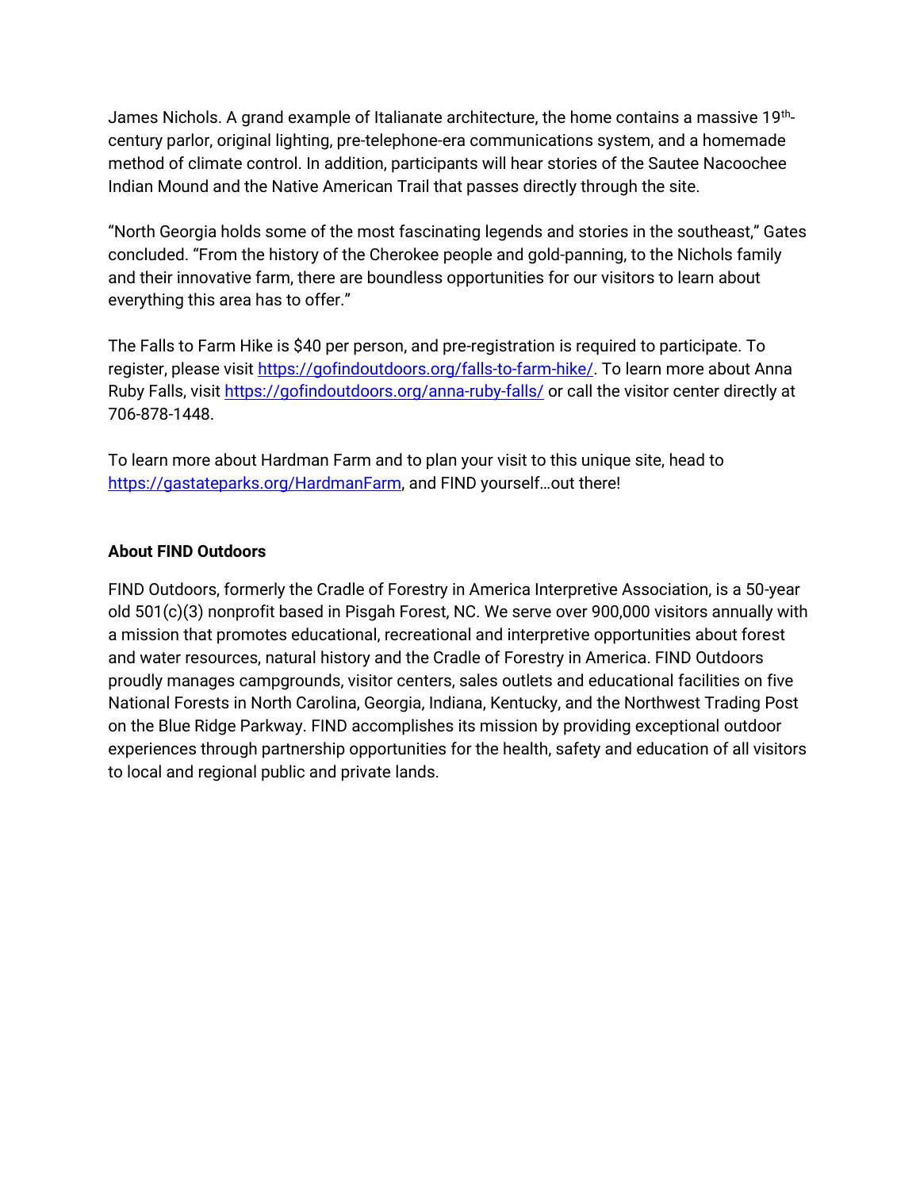James Nichols. A grand example of Italianate architecture, the home contains a massive 19th-century parlor, original lighting, pre-telephone-era communications system, and a homemade method of climate control. In addition, participants will hear stories of the Sautee Nacoochee Indian Mound and the Native American Trail that passes directly through the site.

"North Georgia holds some of the most fascinating legends and stories in the southeast," Gates concluded. "From the history of the Cherokee people and gold-panning, to the Nichols family and their innovative farm, there are boundless opportunities for our visitors to learn about everything this area has to offer."

The Falls to Farm Hike is $40 per person, and pre-registration is required to participate. To register, please visit [https://gofindoutdoors.org/falls-to-farm-hike/](https://gofindoutdoors.org/falls-to-farm-hike/). To learn more about Anna Ruby Falls, visit [https://gofindoutdoors.org/anna-ruby-falls/](https://gofindoutdoors.org/anna-ruby-falls/) or call the visitor center directly at 706-878-1448.

To learn more about Hardman Farm and to plan your visit to this unique site, head to [https://gastateparks.org/HardmanFarm](https://gastateparks.org/HardmanFarm), and FIND yourself…out there!

**About FIND Outdoors**

FIND Outdoors, formerly the Cradle of Forestry in America Interpretive Association, is a 50-year old 501(c)(3) nonprofit based in Pisgah Forest, NC. We serve over 900,000 visitors annually with a mission that promotes educational, recreational and interpretive opportunities about forest and water resources, natural history and the Cradle of Forestry in America. FIND Outdoors proudly manages campgrounds, visitor centers, sales outlets and educational facilities on five National Forests in North Carolina, Georgia, Indiana, Kentucky, and the Northwest Trading Post on the Blue Ridge Parkway. FIND accomplishes its mission by providing exceptional outdoor experiences through partnership opportunities for the health, safety and education of all visitors to local and regional public and private lands.